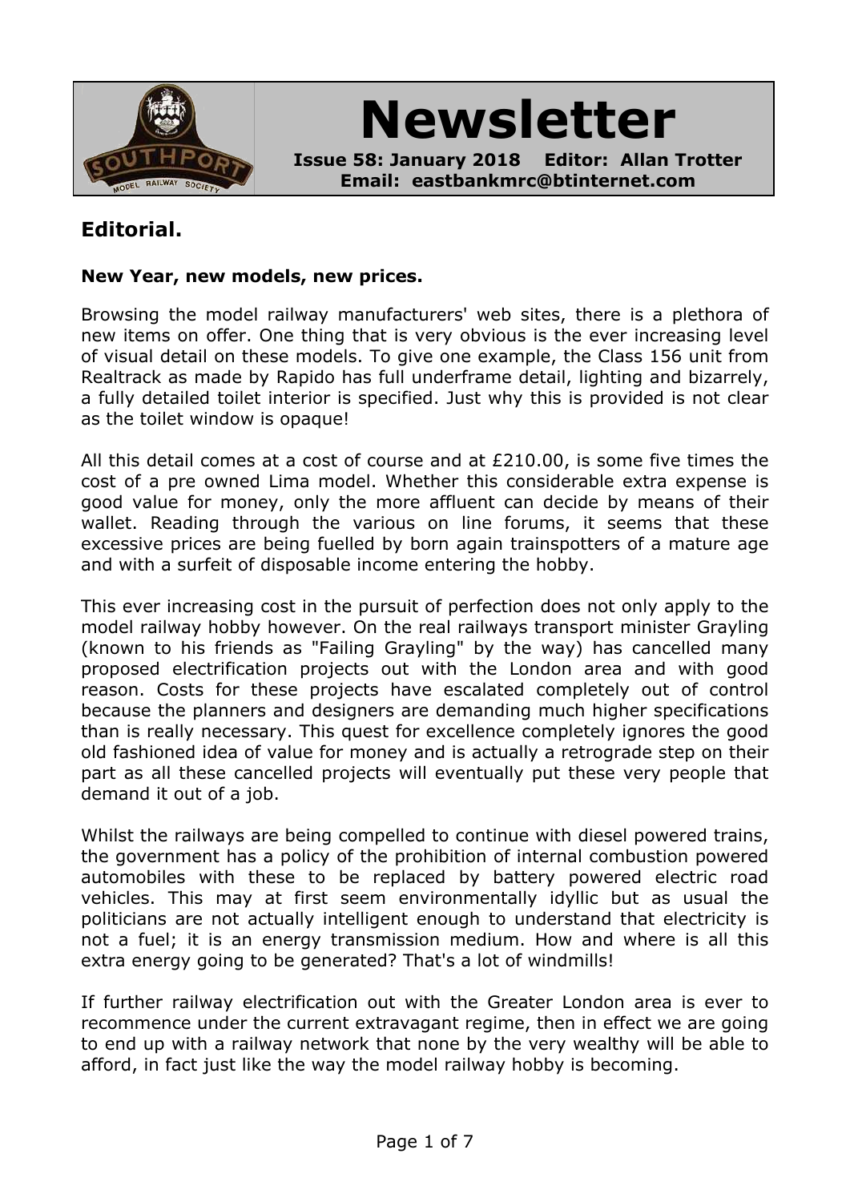# Newsletter

**Issue 58: January 2018 Editor: Allan Trotter**
**Email: eastbankmrc@btinternet.com**

## Editorial.

**New Year, new models, new prices.**

Browsing the model railway manufacturers' web sites, there is a plethora of new items on offer. One thing that is very obvious is the ever increasing level of visual detail on these models. To give one example, the Class 156 unit from Realtrack as made by Rapido has full underframe detail, lighting and bizarrely, a fully detailed toilet interior is specified. Just why this is provided is not clear as the toilet window is opaque!

All this detail comes at a cost of course and at £210.00, is some five times the cost of a pre owned Lima model. Whether this considerable extra expense is good value for money, only the more affluent can decide by means of their wallet. Reading through the various on line forums, it seems that these excessive prices are being fuelled by born again trainspotters of a mature age and with a surfeit of disposable income entering the hobby.

This ever increasing cost in the pursuit of perfection does not only apply to the model railway hobby however. On the real railways transport minister Grayling (known to his friends as "Failing Grayling" by the way) has cancelled many proposed electrification projects out with the London area and with good reason. Costs for these projects have escalated completely out of control because the planners and designers are demanding much higher specifications than is really necessary. This quest for excellence completely ignores the good old fashioned idea of value for money and is actually a retrograde step on their part as all these cancelled projects will eventually put these very people that demand it out of a job.

Whilst the railways are being compelled to continue with diesel powered trains, the government has a policy of the prohibition of internal combustion powered automobiles with these to be replaced by battery powered electric road vehicles. This may at first seem environmentally idyllic but as usual the politicians are not actually intelligent enough to understand that electricity is not a fuel; it is an energy transmission medium. How and where is all this extra energy going to be generated? That's a lot of windmills!

If further railway electrification out with the Greater London area is ever to recommence under the current extravagant regime, then in effect we are going to end up with a railway network that none by the very wealthy will be able to afford, in fact just like the way the model railway hobby is becoming.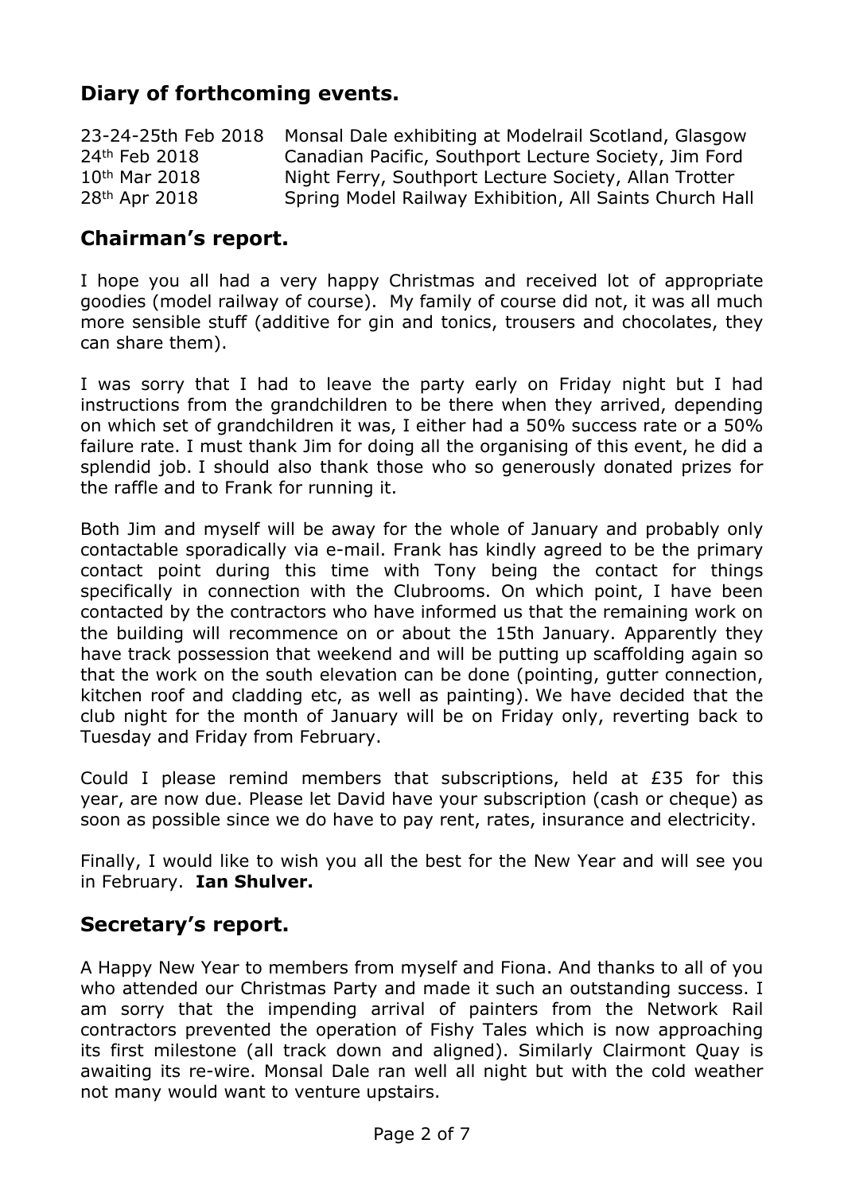## Diary of forthcoming events.

| | |
|---|---|
| 23-24-25th Feb 2018 | Monsal Dale exhibiting at Modelrail Scotland, Glasgow |
| 24th Feb 2018 | Canadian Pacific, Southport Lecture Society, Jim Ford |
| 10th Mar 2018 | Night Ferry, Southport Lecture Society, Allan Trotter |
| 28th Apr 2018 | Spring Model Railway Exhibition, All Saints Church Hall |

## Chairman's report.

I hope you all had a very happy Christmas and received lot of appropriate goodies (model railway of course). My family of course did not, it was all much more sensible stuff (additive for gin and tonics, trousers and chocolates, they can share them).

I was sorry that I had to leave the party early on Friday night but I had instructions from the grandchildren to be there when they arrived, depending on which set of grandchildren it was, I either had a 50% success rate or a 50% failure rate. I must thank Jim for doing all the organising of this event, he did a splendid job. I should also thank those who so generously donated prizes for the raffle and to Frank for running it.

Both Jim and myself will be away for the whole of January and probably only contactable sporadically via e-mail. Frank has kindly agreed to be the primary contact point during this time with Tony being the contact for things specifically in connection with the Clubrooms. On which point, I have been contacted by the contractors who have informed us that the remaining work on the building will recommence on or about the 15th January. Apparently they have track possession that weekend and will be putting up scaffolding again so that the work on the south elevation can be done (pointing, gutter connection, kitchen roof and cladding etc, as well as painting). We have decided that the club night for the month of January will be on Friday only, reverting back to Tuesday and Friday from February.

Could I please remind members that subscriptions, held at £35 for this year, are now due. Please let David have your subscription (cash or cheque) as soon as possible since we do have to pay rent, rates, insurance and electricity.

Finally, I would like to wish you all the best for the New Year and will see you in February. **Ian Shulver.**

## Secretary's report.

A Happy New Year to members from myself and Fiona. And thanks to all of you who attended our Christmas Party and made it such an outstanding success. I am sorry that the impending arrival of painters from the Network Rail contractors prevented the operation of Fishy Tales which is now approaching its first milestone (all track down and aligned). Similarly Clairmont Quay is awaiting its re-wire. Monsal Dale ran well all night but with the cold weather not many would want to venture upstairs.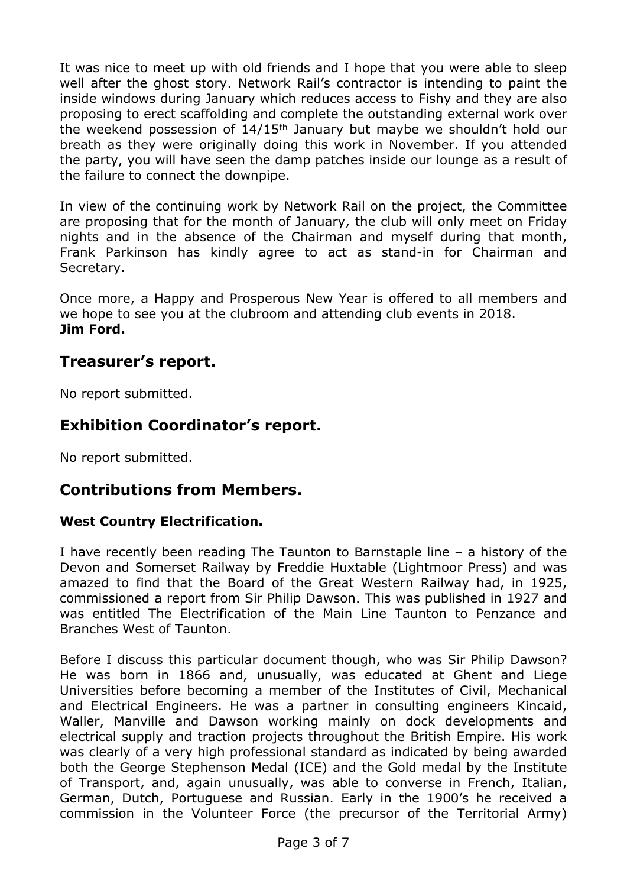It was nice to meet up with old friends and I hope that you were able to sleep well after the ghost story. Network Rail's contractor is intending to paint the inside windows during January which reduces access to Fishy and they are also proposing to erect scaffolding and complete the outstanding external work over the weekend possession of 14/15th January but maybe we shouldn't hold our breath as they were originally doing this work in November. If you attended the party, you will have seen the damp patches inside our lounge as a result of the failure to connect the downpipe.

In view of the continuing work by Network Rail on the project, the Committee are proposing that for the month of January, the club will only meet on Friday nights and in the absence of the Chairman and myself during that month, Frank Parkinson has kindly agree to act as stand-in for Chairman and Secretary.

Once more, a Happy and Prosperous New Year is offered to all members and we hope to see you at the clubroom and attending club events in 2018.
**Jim Ford.**

## Treasurer's report.

No report submitted.

## Exhibition Coordinator's report.

No report submitted.

## Contributions from Members.

### West Country Electrification.

I have recently been reading The Taunton to Barnstaple line – a history of the Devon and Somerset Railway by Freddie Huxtable (Lightmoor Press) and was amazed to find that the Board of the Great Western Railway had, in 1925, commissioned a report from Sir Philip Dawson. This was published in 1927 and was entitled The Electrification of the Main Line Taunton to Penzance and Branches West of Taunton.

Before I discuss this particular document though, who was Sir Philip Dawson? He was born in 1866 and, unusually, was educated at Ghent and Liege Universities before becoming a member of the Institutes of Civil, Mechanical and Electrical Engineers. He was a partner in consulting engineers Kincaid, Waller, Manville and Dawson working mainly on dock developments and electrical supply and traction projects throughout the British Empire. His work was clearly of a very high professional standard as indicated by being awarded both the George Stephenson Medal (ICE) and the Gold medal by the Institute of Transport, and, again unusually, was able to converse in French, Italian, German, Dutch, Portuguese and Russian. Early in the 1900's he received a commission in the Volunteer Force (the precursor of the Territorial Army)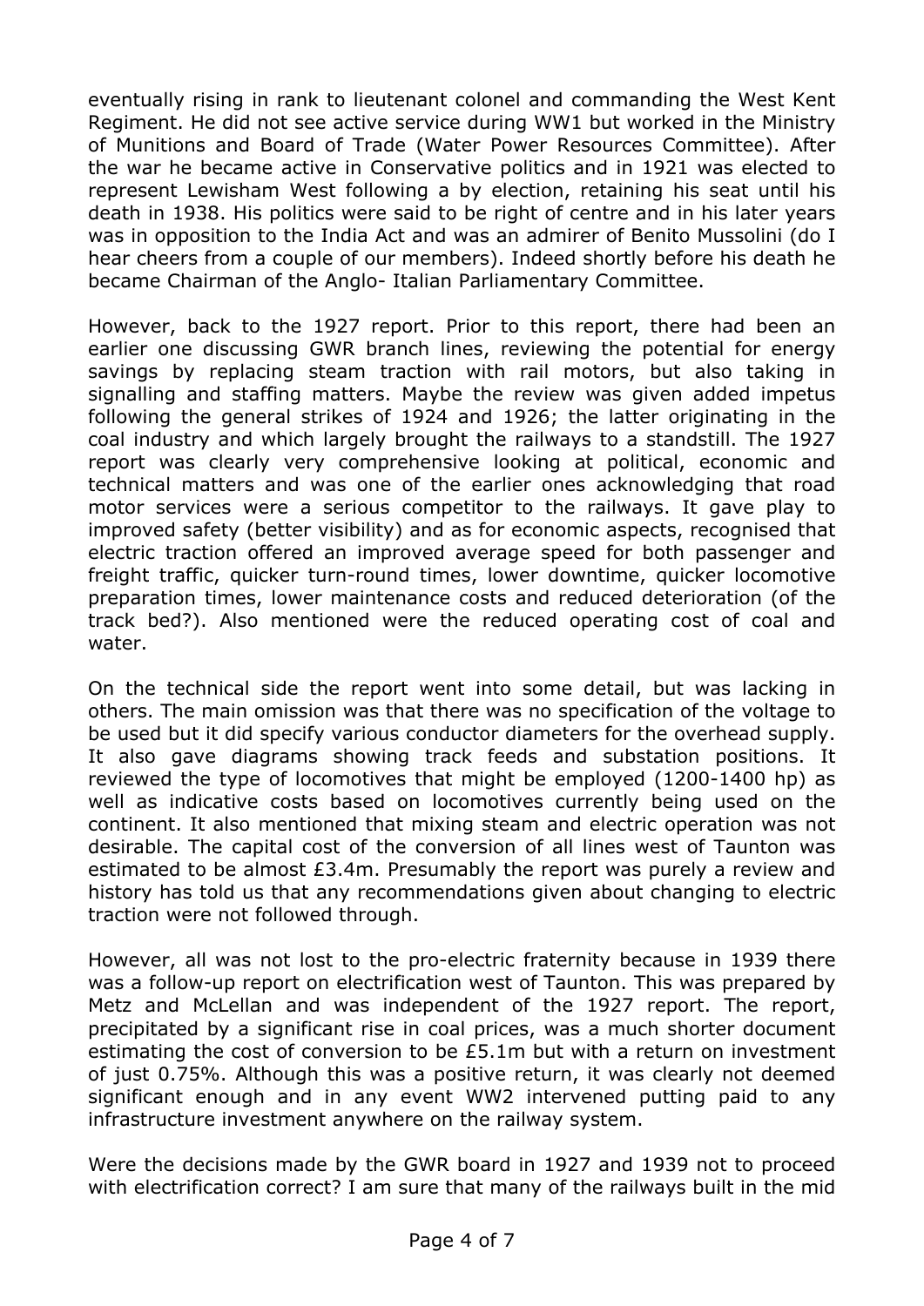eventually rising in rank to lieutenant colonel and commanding the West Kent Regiment. He did not see active service during WW1 but worked in the Ministry of Munitions and Board of Trade (Water Power Resources Committee). After the war he became active in Conservative politics and in 1921 was elected to represent Lewisham West following a by election, retaining his seat until his death in 1938. His politics were said to be right of centre and in his later years was in opposition to the India Act and was an admirer of Benito Mussolini (do I hear cheers from a couple of our members). Indeed shortly before his death he became Chairman of the Anglo- Italian Parliamentary Committee.

However, back to the 1927 report. Prior to this report, there had been an earlier one discussing GWR branch lines, reviewing the potential for energy savings by replacing steam traction with rail motors, but also taking in signalling and staffing matters. Maybe the review was given added impetus following the general strikes of 1924 and 1926; the latter originating in the coal industry and which largely brought the railways to a standstill. The 1927 report was clearly very comprehensive looking at political, economic and technical matters and was one of the earlier ones acknowledging that road motor services were a serious competitor to the railways. It gave play to improved safety (better visibility) and as for economic aspects, recognised that electric traction offered an improved average speed for both passenger and freight traffic, quicker turn-round times, lower downtime, quicker locomotive preparation times, lower maintenance costs and reduced deterioration (of the track bed?). Also mentioned were the reduced operating cost of coal and water.

On the technical side the report went into some detail, but was lacking in others. The main omission was that there was no specification of the voltage to be used but it did specify various conductor diameters for the overhead supply. It also gave diagrams showing track feeds and substation positions. It reviewed the type of locomotives that might be employed (1200-1400 hp) as well as indicative costs based on locomotives currently being used on the continent. It also mentioned that mixing steam and electric operation was not desirable. The capital cost of the conversion of all lines west of Taunton was estimated to be almost £3.4m. Presumably the report was purely a review and history has told us that any recommendations given about changing to electric traction were not followed through.

However, all was not lost to the pro-electric fraternity because in 1939 there was a follow-up report on electrification west of Taunton. This was prepared by Metz and McLellan and was independent of the 1927 report. The report, precipitated by a significant rise in coal prices, was a much shorter document estimating the cost of conversion to be £5.1m but with a return on investment of just 0.75%. Although this was a positive return, it was clearly not deemed significant enough and in any event WW2 intervened putting paid to any infrastructure investment anywhere on the railway system.

Were the decisions made by the GWR board in 1927 and 1939 not to proceed with electrification correct? I am sure that many of the railways built in the mid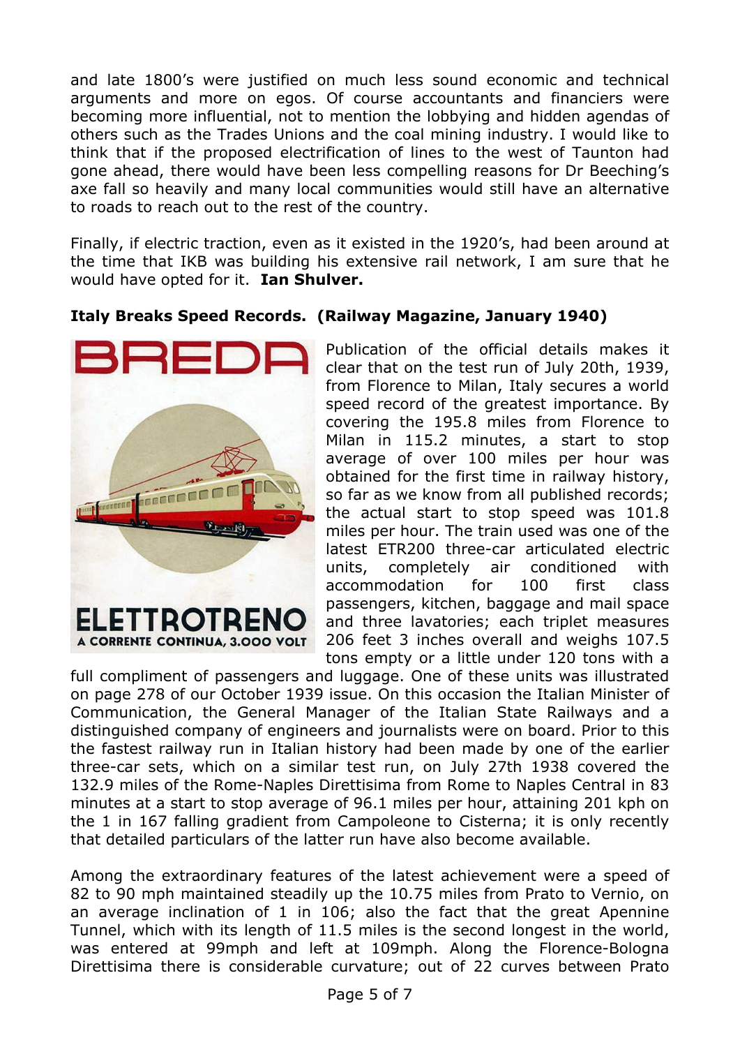and late 1800's were justified on much less sound economic and technical arguments and more on egos. Of course accountants and financiers were becoming more influential, not to mention the lobbying and hidden agendas of others such as the Trades Unions and the coal mining industry. I would like to think that if the proposed electrification of lines to the west of Taunton had gone ahead, there would have been less compelling reasons for Dr Beeching's axe fall so heavily and many local communities would still have an alternative to roads to reach out to the rest of the country.

Finally, if electric traction, even as it existed in the 1920's, had been around at the time that IKB was building his extensive rail network, I am sure that he would have opted for it. **Ian Shulver.**

**Italy Breaks Speed Records. (Railway Magazine, January 1940)**

Publication of the official details makes it clear that on the test run of July 20th, 1939, from Florence to Milan, Italy secures a world speed record of the greatest importance. By covering the 195.8 miles from Florence to Milan in 115.2 minutes, a start to stop average of over 100 miles per hour was obtained for the first time in railway history, so far as we know from all published records; the actual start to stop speed was 101.8 miles per hour. The train used was one of the latest ETR200 three-car articulated electric units, completely air conditioned with accommodation for 100 first class passengers, kitchen, baggage and mail space and three lavatories; each triplet measures 206 feet 3 inches overall and weighs 107.5 tons empty or a little under 120 tons with a full compliment of passengers and luggage. One of these units was illustrated on page 278 of our October 1939 issue. On this occasion the Italian Minister of Communication, the General Manager of the Italian State Railways and a distinguished company of engineers and journalists were on board. Prior to this the fastest railway run in Italian history had been made by one of the earlier three-car sets, which on a similar test run, on July 27th 1938 covered the 132.9 miles of the Rome-Naples Direttisima from Rome to Naples Central in 83 minutes at a start to stop average of 96.1 miles per hour, attaining 201 kph on the 1 in 167 falling gradient from Campoleone to Cisterna; it is only recently that detailed particulars of the latter run have also become available.

Among the extraordinary features of the latest achievement were a speed of 82 to 90 mph maintained steadily up the 10.75 miles from Prato to Vernio, on an average inclination of 1 in 106; also the fact that the great Apennine Tunnel, which with its length of 11.5 miles is the second longest in the world, was entered at 99mph and left at 109mph. Along the Florence-Bologna Direttisima there is considerable curvature; out of 22 curves between Prato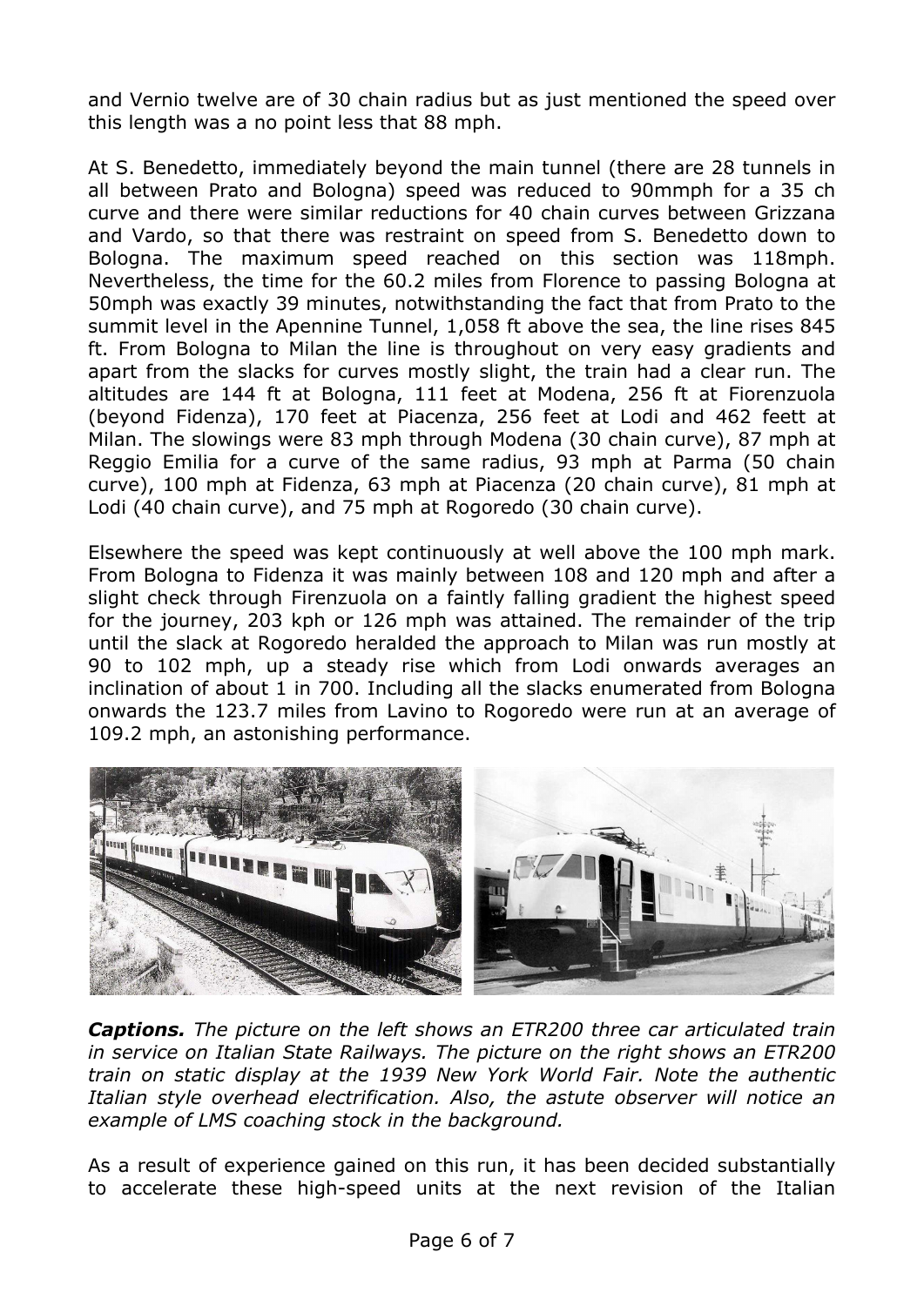and Vernio twelve are of 30 chain radius but as just mentioned the speed over this length was a no point less that 88 mph.

At S. Benedetto, immediately beyond the main tunnel (there are 28 tunnels in all between Prato and Bologna) speed was reduced to 90mmph for a 35 ch curve and there were similar reductions for 40 chain curves between Grizzana and Vardo, so that there was restraint on speed from S. Benedetto down to Bologna. The maximum speed reached on this section was 118mph. Nevertheless, the time for the 60.2 miles from Florence to passing Bologna at 50mph was exactly 39 minutes, notwithstanding the fact that from Prato to the summit level in the Apennine Tunnel, 1,058 ft above the sea, the line rises 845 ft. From Bologna to Milan the line is throughout on very easy gradients and apart from the slacks for curves mostly slight, the train had a clear run. The altitudes are 144 ft at Bologna, 111 feet at Modena, 256 ft at Fiorenzuola (beyond Fidenza), 170 feet at Piacenza, 256 feet at Lodi and 462 feett at Milan. The slowings were 83 mph through Modena (30 chain curve), 87 mph at Reggio Emilia for a curve of the same radius, 93 mph at Parma (50 chain curve), 100 mph at Fidenza, 63 mph at Piacenza (20 chain curve), 81 mph at Lodi (40 chain curve), and 75 mph at Rogoredo (30 chain curve).

Elsewhere the speed was kept continuously at well above the 100 mph mark. From Bologna to Fidenza it was mainly between 108 and 120 mph and after a slight check through Firenzuola on a faintly falling gradient the highest speed for the journey, 203 kph or 126 mph was attained. The remainder of the trip until the slack at Rogoredo heralded the approach to Milan was run mostly at 90 to 102 mph, up a steady rise which from Lodi onwards averages an inclination of about 1 in 700. Including all the slacks enumerated from Bologna onwards the 123.7 miles from Lavino to Rogoredo were run at an average of 109.2 mph, an astonishing performance.

***Captions.*** *The picture on the left shows an ETR200 three car articulated train in service on Italian State Railways. The picture on the right shows an ETR200 train on static display at the 1939 New York World Fair. Note the authentic Italian style overhead electrification. Also, the astute observer will notice an example of LMS coaching stock in the background.*

As a result of experience gained on this run, it has been decided substantially to accelerate these high-speed units at the next revision of the Italian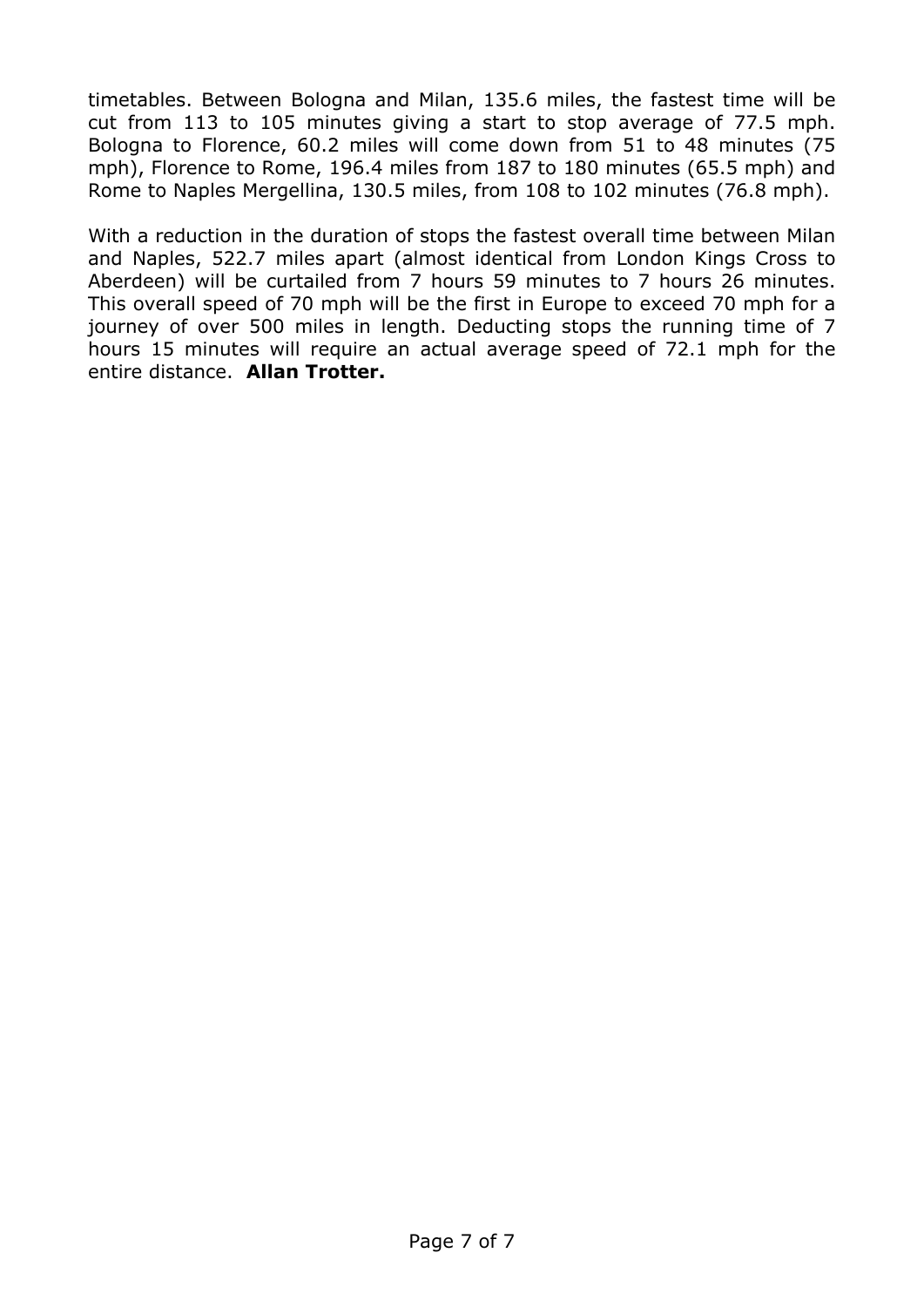timetables. Between Bologna and Milan, 135.6 miles, the fastest time will be cut from 113 to 105 minutes giving a start to stop average of 77.5 mph. Bologna to Florence, 60.2 miles will come down from 51 to 48 minutes (75 mph), Florence to Rome, 196.4 miles from 187 to 180 minutes (65.5 mph) and Rome to Naples Mergellina, 130.5 miles, from 108 to 102 minutes (76.8 mph).

With a reduction in the duration of stops the fastest overall time between Milan and Naples, 522.7 miles apart (almost identical from London Kings Cross to Aberdeen) will be curtailed from 7 hours 59 minutes to 7 hours 26 minutes. This overall speed of 70 mph will be the first in Europe to exceed 70 mph for a journey of over 500 miles in length. Deducting stops the running time of 7 hours 15 minutes will require an actual average speed of 72.1 mph for the entire distance. **Allan Trotter.**